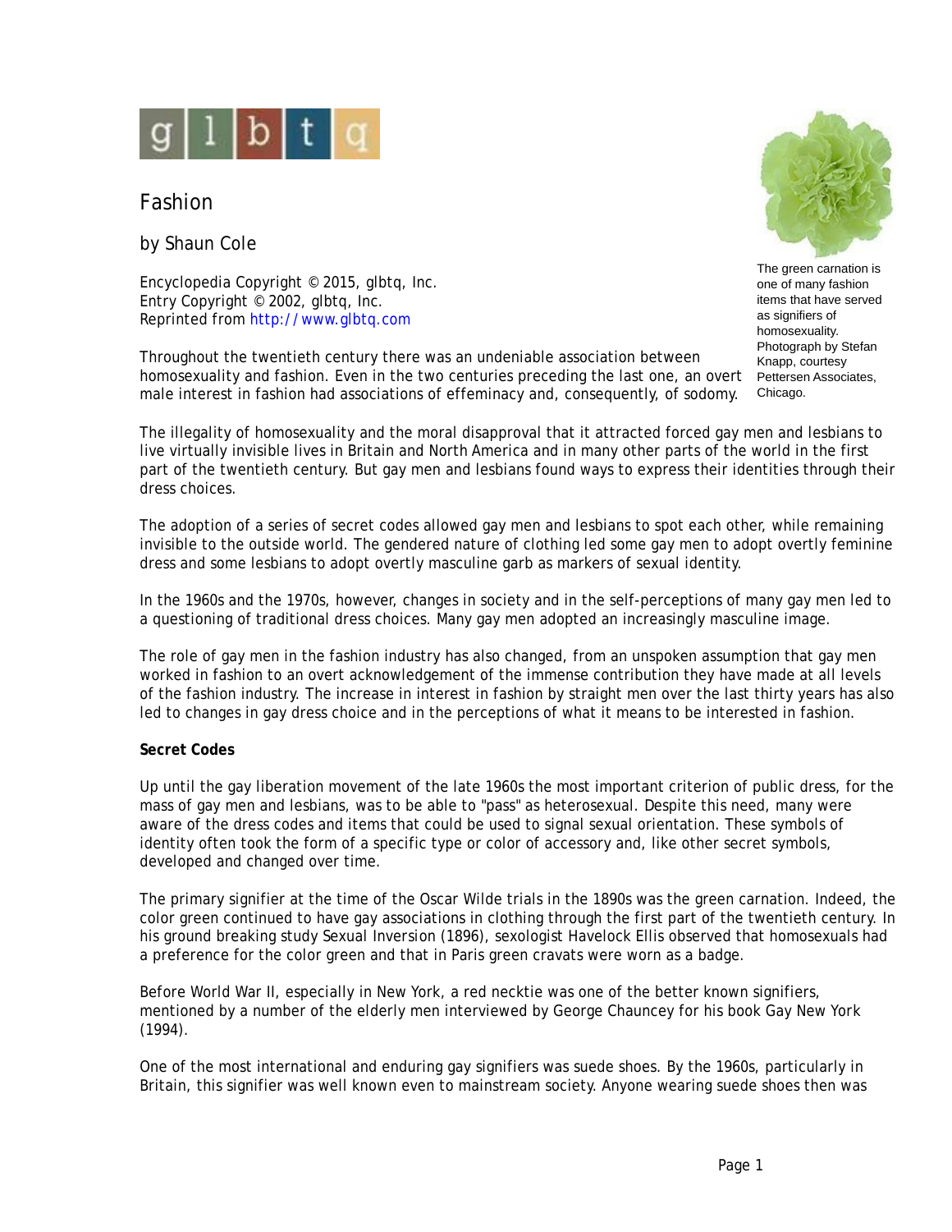glbtq

# Fashion

by Shaun Cole

Encyclopedia Copyright © 2015, glbtq, Inc.
Entry Copyright © 2002, glbtq, Inc.
Reprinted from http://www.glbtq.com

The green carnation is one of many fashion items that have served as signifiers of homosexuality. Photograph by Stefan Knapp, courtesy Pettersen Associates, Chicago.

Throughout the twentieth century there was an undeniable association between homosexuality and fashion. Even in the two centuries preceding the last one, an overt male interest in fashion had associations of effeminacy and, consequently, of sodomy.

The illegality of homosexuality and the moral disapproval that it attracted forced gay men and lesbians to live virtually invisible lives in Britain and North America and in many other parts of the world in the first part of the twentieth century. But gay men and lesbians found ways to express their identities through their dress choices.

The adoption of a series of secret codes allowed gay men and lesbians to spot each other, while remaining invisible to the outside world. The gendered nature of clothing led some gay men to adopt overtly feminine dress and some lesbians to adopt overtly masculine garb as markers of sexual identity.

In the 1960s and the 1970s, however, changes in society and in the self-perceptions of many gay men led to a questioning of traditional dress choices. Many gay men adopted an increasingly masculine image.

The role of gay men in the fashion industry has also changed, from an unspoken assumption that gay men worked in fashion to an overt acknowledgement of the immense contribution they have made at all levels of the fashion industry. The increase in interest in fashion by straight men over the last thirty years has also led to changes in gay dress choice and in the perceptions of what it means to be interested in fashion.

**Secret Codes**

Up until the gay liberation movement of the late 1960s the most important criterion of public dress, for the mass of gay men and lesbians, was to be able to "pass" as heterosexual. Despite this need, many were aware of the dress codes and items that could be used to signal sexual orientation. These symbols of identity often took the form of a specific type or color of accessory and, like other secret symbols, developed and changed over time.

The primary signifier at the time of the Oscar Wilde trials in the 1890s was the green carnation. Indeed, the color green continued to have gay associations in clothing through the first part of the twentieth century. In his ground breaking study Sexual Inversion (1896), sexologist Havelock Ellis observed that homosexuals had a preference for the color green and that in Paris green cravats were worn as a badge.

Before World War II, especially in New York, a red necktie was one of the better known signifiers, mentioned by a number of the elderly men interviewed by George Chauncey for his book Gay New York (1994).

One of the most international and enduring gay signifiers was suede shoes. By the 1960s, particularly in Britain, this signifier was well known even to mainstream society. Anyone wearing suede shoes then was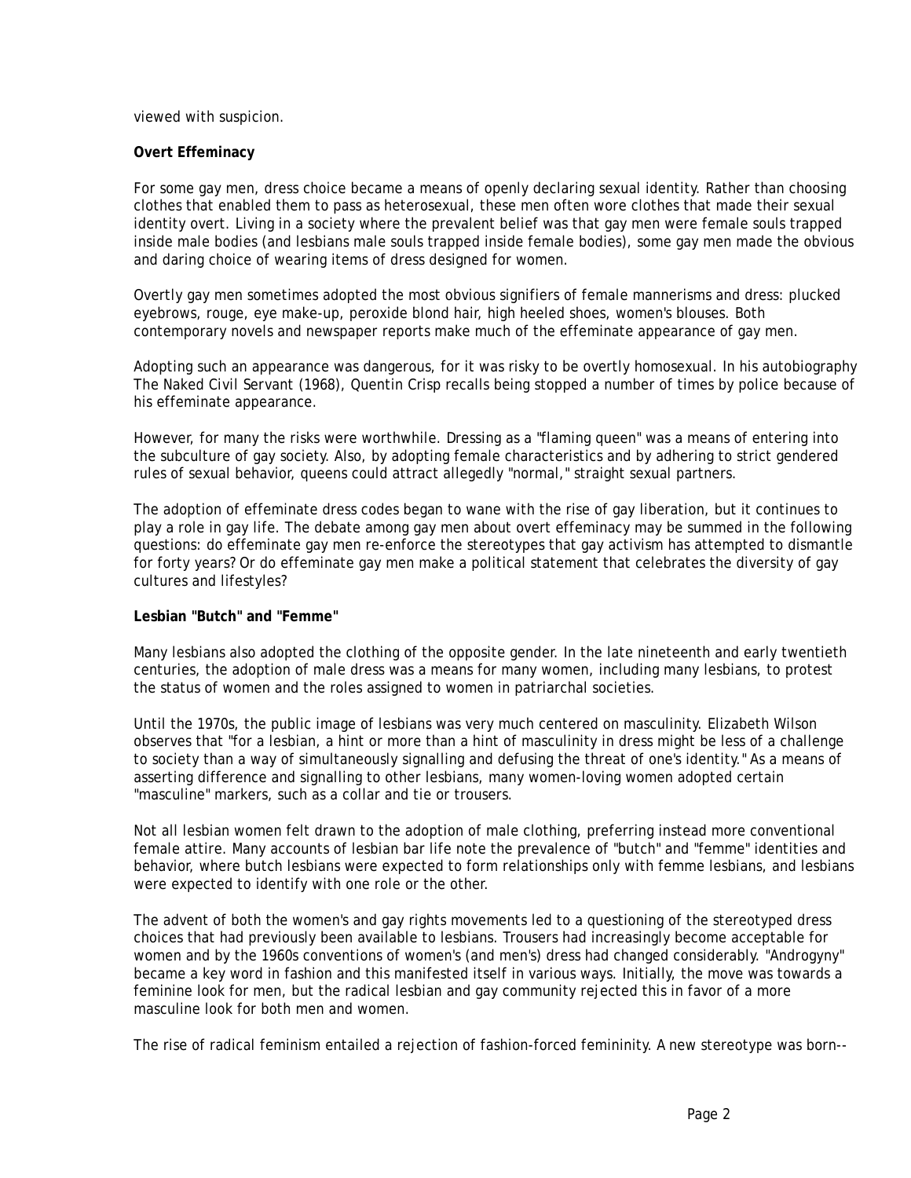viewed with suspicion.

**Overt Effeminacy**

For some gay men, dress choice became a means of openly declaring sexual identity. Rather than choosing clothes that enabled them to pass as heterosexual, these men often wore clothes that made their sexual identity overt. Living in a society where the prevalent belief was that gay men were female souls trapped inside male bodies (and lesbians male souls trapped inside female bodies), some gay men made the obvious and daring choice of wearing items of dress designed for women.

Overtly gay men sometimes adopted the most obvious signifiers of female mannerisms and dress: plucked eyebrows, rouge, eye make-up, peroxide blond hair, high heeled shoes, women's blouses. Both contemporary novels and newspaper reports make much of the effeminate appearance of gay men.

Adopting such an appearance was dangerous, for it was risky to be overtly homosexual. In his autobiography The Naked Civil Servant (1968), Quentin Crisp recalls being stopped a number of times by police because of his effeminate appearance.

However, for many the risks were worthwhile. Dressing as a "flaming queen" was a means of entering into the subculture of gay society. Also, by adopting female characteristics and by adhering to strict gendered rules of sexual behavior, queens could attract allegedly "normal," straight sexual partners.

The adoption of effeminate dress codes began to wane with the rise of gay liberation, but it continues to play a role in gay life. The debate among gay men about overt effeminacy may be summed in the following questions: do effeminate gay men re-enforce the stereotypes that gay activism has attempted to dismantle for forty years? Or do effeminate gay men make a political statement that celebrates the diversity of gay cultures and lifestyles?

**Lesbian "Butch" and "Femme"**

Many lesbians also adopted the clothing of the opposite gender. In the late nineteenth and early twentieth centuries, the adoption of male dress was a means for many women, including many lesbians, to protest the status of women and the roles assigned to women in patriarchal societies.

Until the 1970s, the public image of lesbians was very much centered on masculinity. Elizabeth Wilson observes that "for a lesbian, a hint or more than a hint of masculinity in dress might be less of a challenge to society than a way of simultaneously signalling and defusing the threat of one's identity." As a means of asserting difference and signalling to other lesbians, many women-loving women adopted certain "masculine" markers, such as a collar and tie or trousers.

Not all lesbian women felt drawn to the adoption of male clothing, preferring instead more conventional female attire. Many accounts of lesbian bar life note the prevalence of "butch" and "femme" identities and behavior, where butch lesbians were expected to form relationships only with femme lesbians, and lesbians were expected to identify with one role or the other.

The advent of both the women's and gay rights movements led to a questioning of the stereotyped dress choices that had previously been available to lesbians. Trousers had increasingly become acceptable for women and by the 1960s conventions of women's (and men's) dress had changed considerably. "Androgyny" became a key word in fashion and this manifested itself in various ways. Initially, the move was towards a feminine look for men, but the radical lesbian and gay community rejected this in favor of a more masculine look for both men and women.

The rise of radical feminism entailed a rejection of fashion-forced femininity. A new stereotype was born--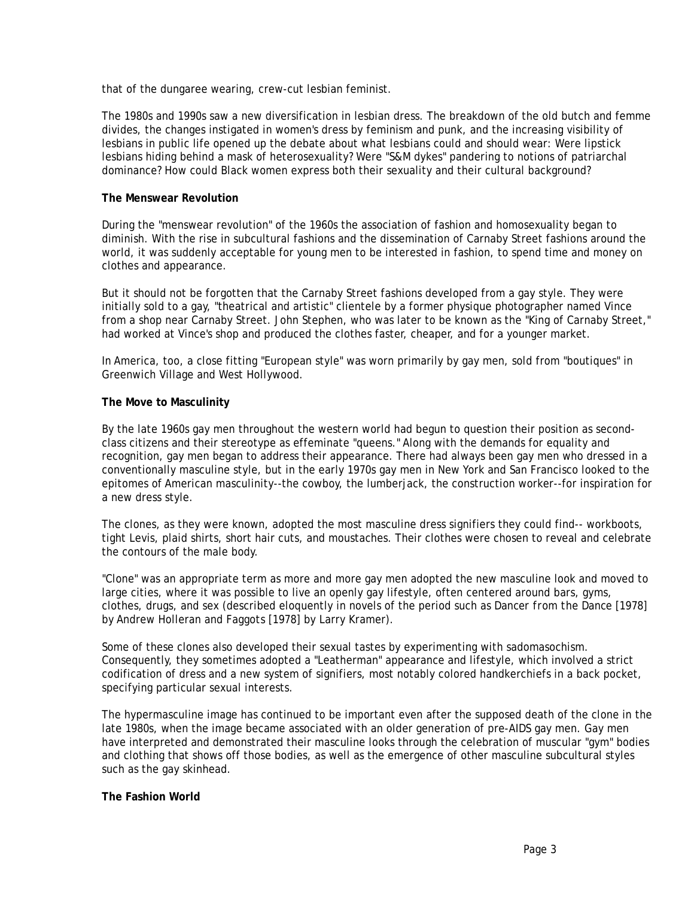that of the dungaree wearing, crew-cut lesbian feminist.

The 1980s and 1990s saw a new diversification in lesbian dress. The breakdown of the old butch and femme divides, the changes instigated in women's dress by feminism and punk, and the increasing visibility of lesbians in public life opened up the debate about what lesbians could and should wear: Were lipstick lesbians hiding behind a mask of heterosexuality? Were "S&M dykes" pandering to notions of patriarchal dominance? How could Black women express both their sexuality and their cultural background?

**The Menswear Revolution**

During the "menswear revolution" of the 1960s the association of fashion and homosexuality began to diminish. With the rise in subcultural fashions and the dissemination of Carnaby Street fashions around the world, it was suddenly acceptable for young men to be interested in fashion, to spend time and money on clothes and appearance.

But it should not be forgotten that the Carnaby Street fashions developed from a gay style. They were initially sold to a gay, "theatrical and artistic" clientele by a former physique photographer named Vince from a shop near Carnaby Street. John Stephen, who was later to be known as the "King of Carnaby Street," had worked at Vince's shop and produced the clothes faster, cheaper, and for a younger market.

In America, too, a close fitting "European style" was worn primarily by gay men, sold from "boutiques" in Greenwich Village and West Hollywood.

**The Move to Masculinity**

By the late 1960s gay men throughout the western world had begun to question their position as second-class citizens and their stereotype as effeminate "queens." Along with the demands for equality and recognition, gay men began to address their appearance. There had always been gay men who dressed in a conventionally masculine style, but in the early 1970s gay men in New York and San Francisco looked to the epitomes of American masculinity--the cowboy, the lumberjack, the construction worker--for inspiration for a new dress style.

The clones, as they were known, adopted the most masculine dress signifiers they could find-- workboots, tight Levis, plaid shirts, short hair cuts, and moustaches. Their clothes were chosen to reveal and celebrate the contours of the male body.

"Clone" was an appropriate term as more and more gay men adopted the new masculine look and moved to large cities, where it was possible to live an openly gay lifestyle, often centered around bars, gyms, clothes, drugs, and sex (described eloquently in novels of the period such as *Dancer from the Dance* [1978] by Andrew Holleran and *Faggots* [1978] by Larry Kramer).

Some of these clones also developed their sexual tastes by experimenting with sadomasochism. Consequently, they sometimes adopted a "Leatherman" appearance and lifestyle, which involved a strict codification of dress and a new system of signifiers, most notably colored handkerchiefs in a back pocket, specifying particular sexual interests.

The hypermasculine image has continued to be important even after the supposed death of the clone in the late 1980s, when the image became associated with an older generation of pre-AIDS gay men. Gay men have interpreted and demonstrated their masculine looks through the celebration of muscular "gym" bodies and clothing that shows off those bodies, as well as the emergence of other masculine subcultural styles such as the gay skinhead.

**The Fashion World**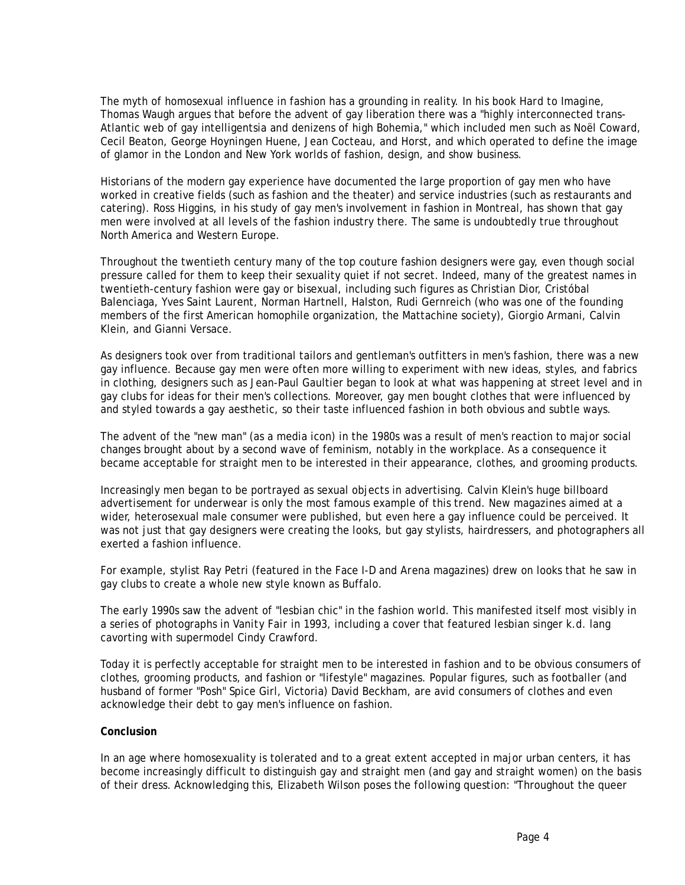The myth of homosexual influence in fashion has a grounding in reality. In his book Hard to Imagine, Thomas Waugh argues that before the advent of gay liberation there was a "highly interconnected trans-Atlantic web of gay intelligentsia and denizens of high Bohemia," which included men such as Noël Coward, Cecil Beaton, George Hoyningen Huene, Jean Cocteau, and Horst, and which operated to define the image of glamor in the London and New York worlds of fashion, design, and show business.

Historians of the modern gay experience have documented the large proportion of gay men who have worked in creative fields (such as fashion and the theater) and service industries (such as restaurants and catering). Ross Higgins, in his study of gay men's involvement in fashion in Montreal, has shown that gay men were involved at all levels of the fashion industry there. The same is undoubtedly true throughout North America and Western Europe.

Throughout the twentieth century many of the top couture fashion designers were gay, even though social pressure called for them to keep their sexuality quiet if not secret. Indeed, many of the greatest names in twentieth-century fashion were gay or bisexual, including such figures as Christian Dior, Cristóbal Balenciaga, Yves Saint Laurent, Norman Hartnell, Halston, Rudi Gernreich (who was one of the founding members of the first American homophile organization, the Mattachine society), Giorgio Armani, Calvin Klein, and Gianni Versace.

As designers took over from traditional tailors and gentleman's outfitters in men's fashion, there was a new gay influence. Because gay men were often more willing to experiment with new ideas, styles, and fabrics in clothing, designers such as Jean-Paul Gaultier began to look at what was happening at street level and in gay clubs for ideas for their men's collections. Moreover, gay men bought clothes that were influenced by and styled towards a gay aesthetic, so their taste influenced fashion in both obvious and subtle ways.

The advent of the "new man" (as a media icon) in the 1980s was a result of men's reaction to major social changes brought about by a second wave of feminism, notably in the workplace. As a consequence it became acceptable for straight men to be interested in their appearance, clothes, and grooming products.

Increasingly men began to be portrayed as sexual objects in advertising. Calvin Klein's huge billboard advertisement for underwear is only the most famous example of this trend. New magazines aimed at a wider, heterosexual male consumer were published, but even here a gay influence could be perceived. It was not just that gay designers were creating the looks, but gay stylists, hairdressers, and photographers all exerted a fashion influence.

For example, stylist Ray Petri (featured in the Face I-D and Arena magazines) drew on looks that he saw in gay clubs to create a whole new style known as Buffalo.

The early 1990s saw the advent of "lesbian chic" in the fashion world. This manifested itself most visibly in a series of photographs in Vanity Fair in 1993, including a cover that featured lesbian singer k.d. lang cavorting with supermodel Cindy Crawford.

Today it is perfectly acceptable for straight men to be interested in fashion and to be obvious consumers of clothes, grooming products, and fashion or "lifestyle" magazines. Popular figures, such as footballer (and husband of former "Posh" Spice Girl, Victoria) David Beckham, are avid consumers of clothes and even acknowledge their debt to gay men's influence on fashion.

**Conclusion**

In an age where homosexuality is tolerated and to a great extent accepted in major urban centers, it has become increasingly difficult to distinguish gay and straight men (and gay and straight women) on the basis of their dress. Acknowledging this, Elizabeth Wilson poses the following question: "Throughout the queer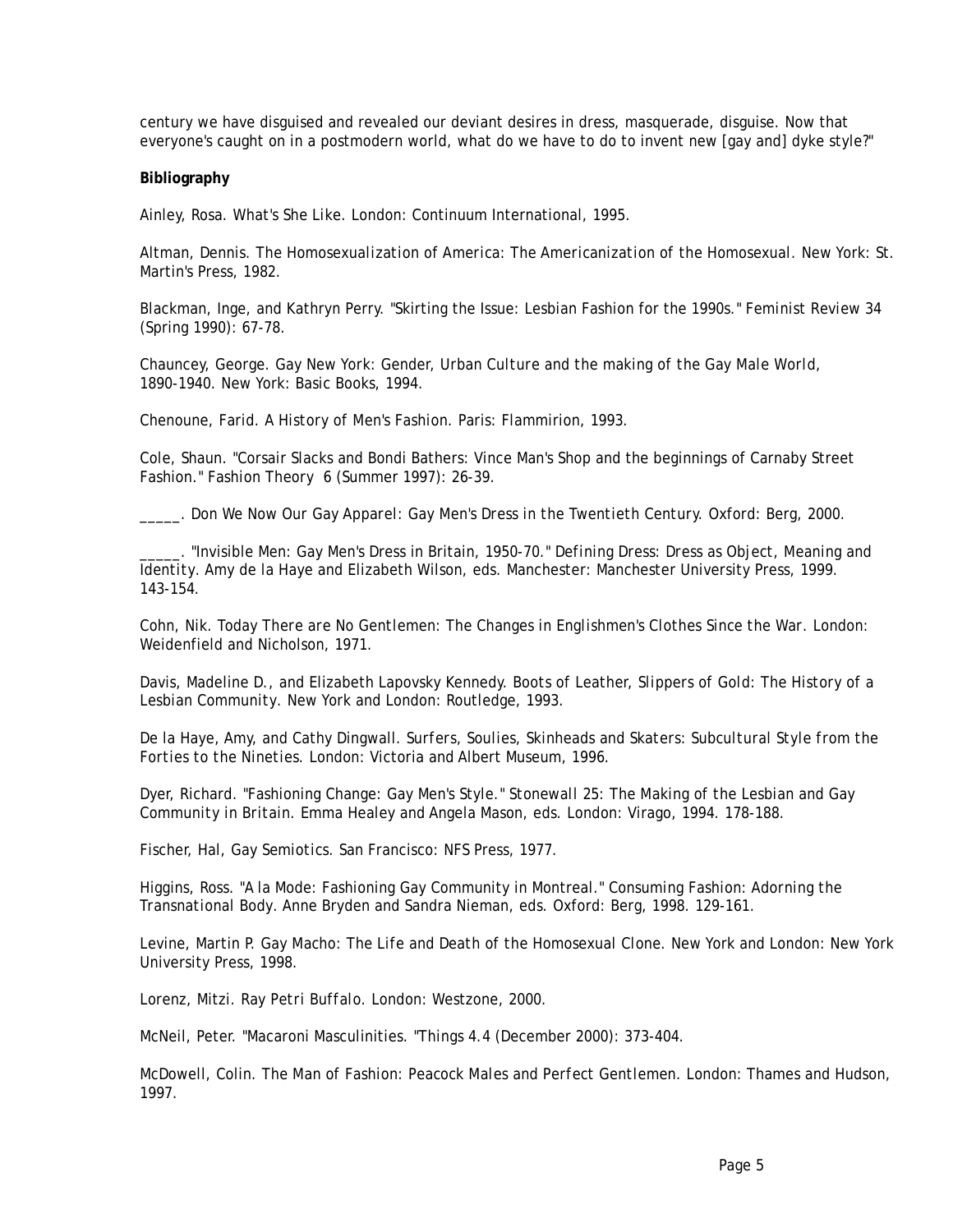century we have disguised and revealed our deviant desires in dress, masquerade, disguise. Now that everyone's caught on in a postmodern world, what do we have to do to invent new [gay and] dyke style?"

**Bibliography**

Ainley, Rosa. *What's She Like.* London: Continuum International, 1995.

Altman, Dennis. *The Homosexualization of America: The Americanization of the Homosexual.* New York: St. Martin's Press, 1982.

Blackman, Inge, and Kathryn Perry. "Skirting the Issue: Lesbian Fashion for the 1990s." *Feminist Review* 34 (Spring 1990): 67-78.

Chauncey, George. *Gay New York: Gender, Urban Culture and the making of the Gay Male World, 1890-1940.* New York: Basic Books, 1994.

Chenoune, Farid. *A History of Men's Fashion.* Paris: Flammirion, 1993.

Cole, Shaun. "Corsair Slacks and Bondi Bathers: Vince Man's Shop and the beginnings of Carnaby Street Fashion." *Fashion Theory* 6 (Summer 1997): 26-39.

_____. *Don We Now Our Gay Apparel: Gay Men's Dress in the Twentieth Century.* Oxford: Berg, 2000.

_____. "Invisible Men: Gay Men's Dress in Britain, 1950-70." *Defining Dress: Dress as Object, Meaning and Identity.* Amy de la Haye and Elizabeth Wilson, eds. Manchester: Manchester University Press, 1999. 143-154.

Cohn, Nik. *Today There are No Gentlemen: The Changes in Englishmen's Clothes Since the War.* London: Weidenfield and Nicholson, 1971.

Davis, Madeline D., and Elizabeth Lapovsky Kennedy. *Boots of Leather, Slippers of Gold: The History of a Lesbian Community.* New York and London: Routledge, 1993.

De la Haye, Amy, and Cathy Dingwall. *Surfers, Soulies, Skinheads and Skaters: Subcultural Style from the Forties to the Nineties.* London: Victoria and Albert Museum, 1996.

Dyer, Richard. "Fashioning Change: Gay Men's Style." *Stonewall 25: The Making of the Lesbian and Gay Community in Britain.* Emma Healey and Angela Mason, eds. London: Virago, 1994. 178-188.

Fischer, Hal, *Gay Semiotics.* San Francisco: NFS Press, 1977.

Higgins, Ross. "A la Mode: Fashioning Gay Community in Montreal." *Consuming Fashion: Adorning the Transnational Body.* Anne Bryden and Sandra Nieman, eds. Oxford: Berg, 1998. 129-161.

Levine, Martin P. *Gay Macho: The Life and Death of the Homosexual Clone.* New York and London: New York University Press, 1998.

Lorenz, Mitzi. *Ray Petri Buffalo.* London: Westzone, 2000.

McNeil, Peter. "Macaroni Masculinities. "*Things* 4.4 (December 2000): 373-404.

McDowell, Colin. *The Man of Fashion: Peacock Males and Perfect Gentlemen.* London: Thames and Hudson, 1997.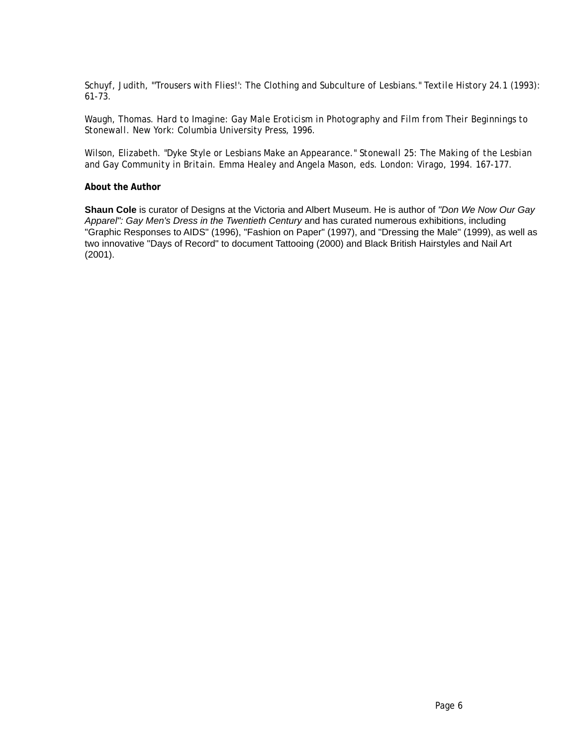Schuyf, Judith, "'Trousers with Flies!': The Clothing and Subculture of Lesbians." *Textile History* 24.1 (1993): 61-73.

Waugh, Thomas. *Hard to Imagine: Gay Male Eroticism in Photography and Film from Their Beginnings to Stonewall.* New York: Columbia University Press, 1996.

Wilson, Elizabeth. "Dyke Style or Lesbians Make an Appearance." *Stonewall 25: The Making of the Lesbian and Gay Community in Britain.* Emma Healey and Angela Mason, eds. London: Virago, 1994. 167-177.

**About the Author**

**Shaun Cole** is curator of Designs at the Victoria and Albert Museum. He is author of *"Don We Now Our Gay Apparel": Gay Men's Dress in the Twentieth Century* and has curated numerous exhibitions, including "Graphic Responses to AIDS" (1996), "Fashion on Paper" (1997), and "Dressing the Male" (1999), as well as two innovative "Days of Record" to document Tattooing (2000) and Black British Hairstyles and Nail Art (2001).